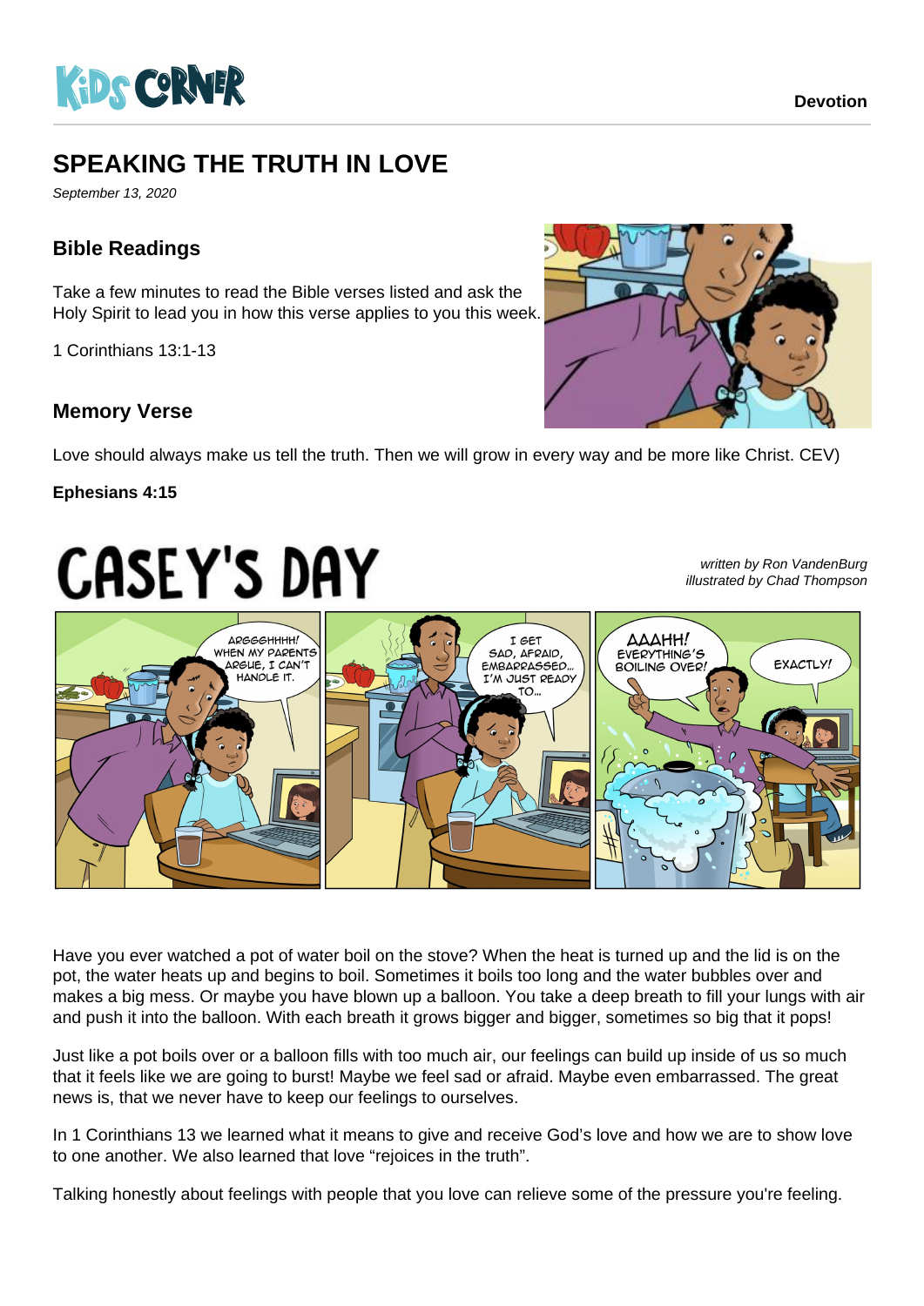Kids Corner

Devotion

# SPEAKING THE TRUTH IN LOVE

*September 13, 2020*

## Bible Readings

Take a few minutes to read the Bible verses listed and ask the Holy Spirit to lead you in how this verse applies to you this week.

1 Corinthians 13:1-13

## Memory Verse

Love should always make us tell the truth. Then we will grow in every way and be more like Christ. CEV)

**Ephesians 4:15**

# CASEY'S DAY

*written by Ron VandenBurg*
*illustrated by Chad Thompson*

Have you ever watched a pot of water boil on the stove? When the heat is turned up and the lid is on the pot, the water heats up and begins to boil. Sometimes it boils too long and the water bubbles over and makes a big mess. Or maybe you have blown up a balloon. You take a deep breath to fill your lungs with air and push it into the balloon. With each breath it grows bigger and bigger, sometimes so big that it pops!

Just like a pot boils over or a balloon fills with too much air, our feelings can build up inside of us so much that it feels like we are going to burst! Maybe we feel sad or afraid. Maybe even embarrassed. The great news is, that we never have to keep our feelings to ourselves.

In 1 Corinthians 13 we learned what it means to give and receive God's love and how we are to show love to one another. We also learned that love "rejoices in the truth".

Talking honestly about feelings with people that you love can relieve some of the pressure you're feeling.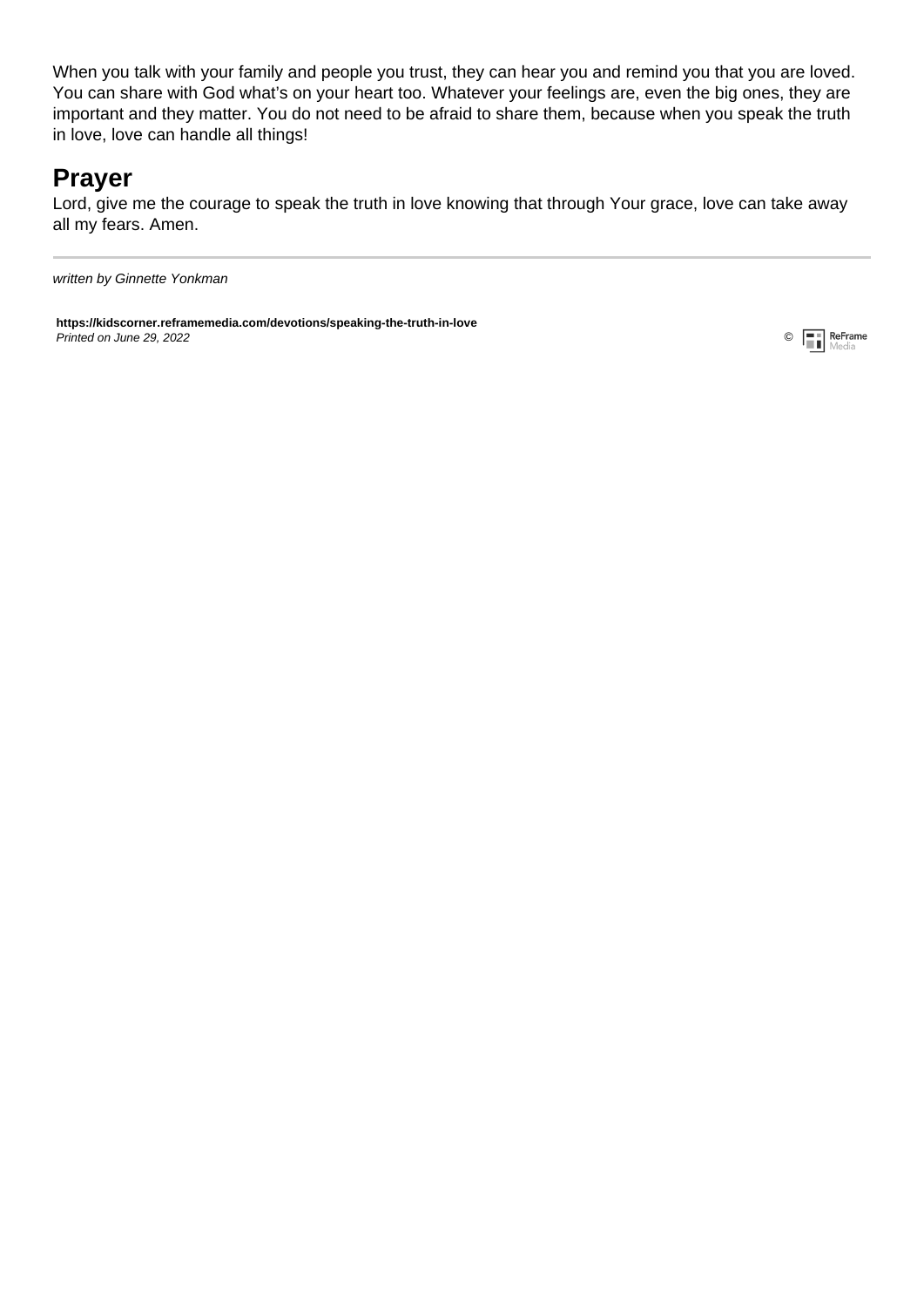When you talk with your family and people you trust, they can hear you and remind you that you are loved. You can share with God what's on your heart too. Whatever your feelings are, even the big ones, they are important and they matter. You do not need to be afraid to share them, because when you speak the truth in love, love can handle all things!

## Prayer

Lord, give me the courage to speak the truth in love knowing that through Your grace, love can take away all my fears. Amen.

---

*written by Ginnette Yonkman*

**https://kidscorner.reframemedia.com/devotions/speaking-the-truth-in-love**
*Printed on June 29, 2022*

© ReFrame Media